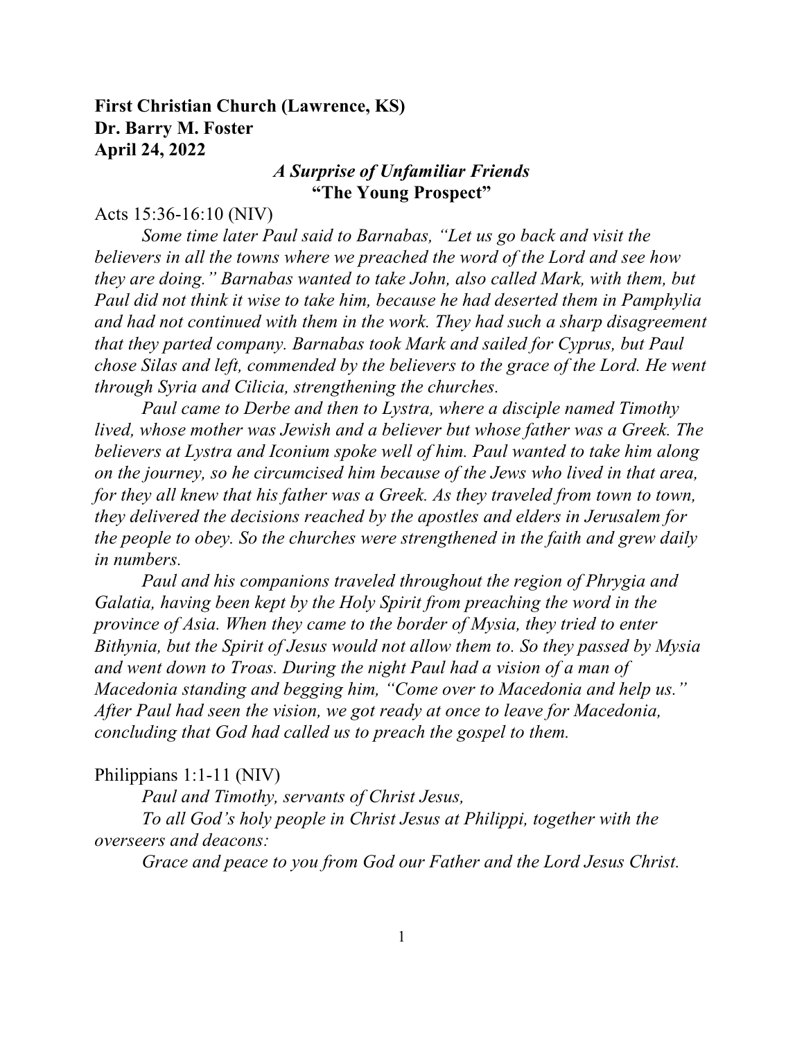**First Christian Church (Lawrence, KS)**
**Dr. Barry M. Foster**
**April 24, 2022**

***A Surprise of Unfamiliar Friends***
**"The Young Prospect"**

Acts 15:36-16:10 (NIV)

*Some time later Paul said to Barnabas, "Let us go back and visit the believers in all the towns where we preached the word of the Lord and see how they are doing." Barnabas wanted to take John, also called Mark, with them, but Paul did not think it wise to take him, because he had deserted them in Pamphylia and had not continued with them in the work. They had such a sharp disagreement that they parted company. Barnabas took Mark and sailed for Cyprus, but Paul chose Silas and left, commended by the believers to the grace of the Lord. He went through Syria and Cilicia, strengthening the churches.*

*Paul came to Derbe and then to Lystra, where a disciple named Timothy lived, whose mother was Jewish and a believer but whose father was a Greek. The believers at Lystra and Iconium spoke well of him. Paul wanted to take him along on the journey, so he circumcised him because of the Jews who lived in that area, for they all knew that his father was a Greek. As they traveled from town to town, they delivered the decisions reached by the apostles and elders in Jerusalem for the people to obey. So the churches were strengthened in the faith and grew daily in numbers.*

*Paul and his companions traveled throughout the region of Phrygia and Galatia, having been kept by the Holy Spirit from preaching the word in the province of Asia. When they came to the border of Mysia, they tried to enter Bithynia, but the Spirit of Jesus would not allow them to. So they passed by Mysia and went down to Troas. During the night Paul had a vision of a man of Macedonia standing and begging him, "Come over to Macedonia and help us." After Paul had seen the vision, we got ready at once to leave for Macedonia, concluding that God had called us to preach the gospel to them.*

Philippians 1:1-11 (NIV)

*Paul and Timothy, servants of Christ Jesus,*

*To all God's holy people in Christ Jesus at Philippi, together with the overseers and deacons:*

*Grace and peace to you from God our Father and the Lord Jesus Christ.*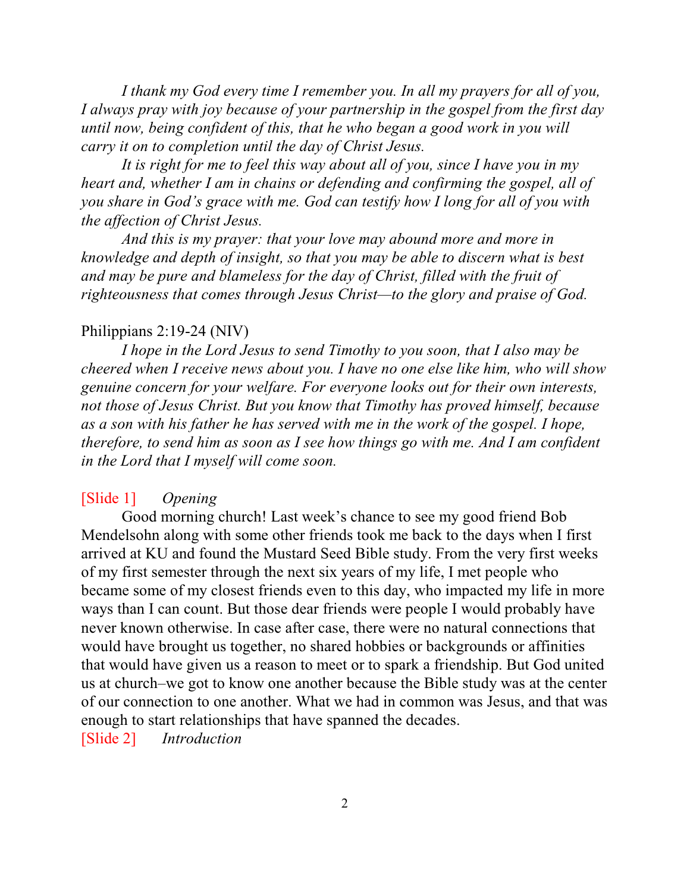*I thank my God every time I remember you. In all my prayers for all of you, I always pray with joy because of your partnership in the gospel from the first day until now, being confident of this, that he who began a good work in you will carry it on to completion until the day of Christ Jesus.*

*It is right for me to feel this way about all of you, since I have you in my heart and, whether I am in chains or defending and confirming the gospel, all of you share in God's grace with me. God can testify how I long for all of you with the affection of Christ Jesus.*

*And this is my prayer: that your love may abound more and more in knowledge and depth of insight, so that you may be able to discern what is best and may be pure and blameless for the day of Christ, filled with the fruit of righteousness that comes through Jesus Christ—to the glory and praise of God.*

Philippians 2:19-24 (NIV)

*I hope in the Lord Jesus to send Timothy to you soon, that I also may be cheered when I receive news about you. I have no one else like him, who will show genuine concern for your welfare. For everyone looks out for their own interests, not those of Jesus Christ. But you know that Timothy has proved himself, because as a son with his father he has served with me in the work of the gospel. I hope, therefore, to send him as soon as I see how things go with me. And I am confident in the Lord that I myself will come soon.*

[Slide 1] *Opening*

Good morning church! Last week's chance to see my good friend Bob Mendelsohn along with some other friends took me back to the days when I first arrived at KU and found the Mustard Seed Bible study. From the very first weeks of my first semester through the next six years of my life, I met people who became some of my closest friends even to this day, who impacted my life in more ways than I can count. But those dear friends were people I would probably have never known otherwise. In case after case, there were no natural connections that would have brought us together, no shared hobbies or backgrounds or affinities that would have given us a reason to meet or to spark a friendship. But God united us at church–we got to know one another because the Bible study was at the center of our connection to one another. What we had in common was Jesus, and that was enough to start relationships that have spanned the decades.

[Slide 2] *Introduction*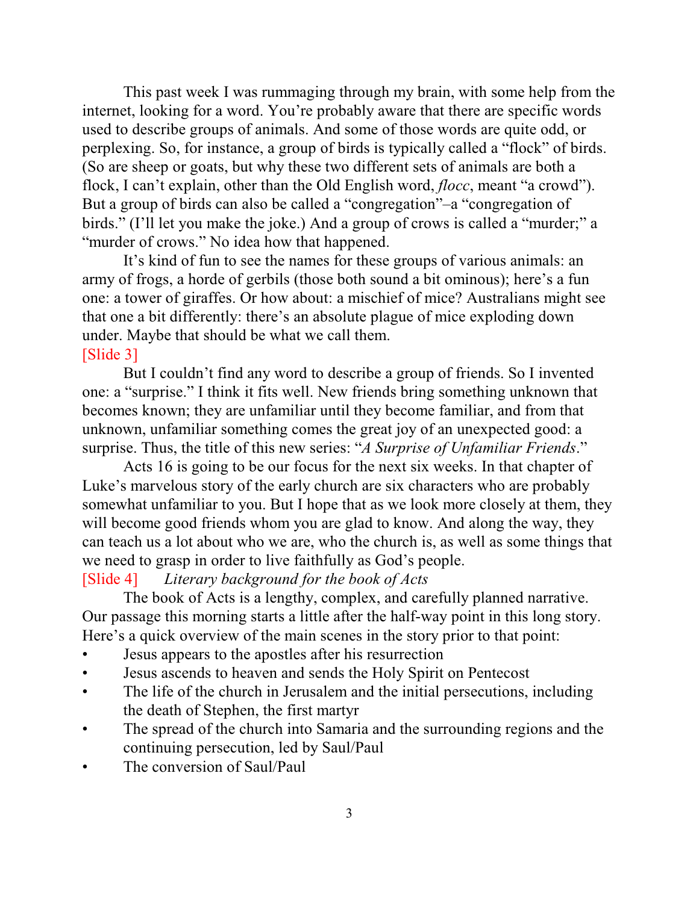This past week I was rummaging through my brain, with some help from the internet, looking for a word. You're probably aware that there are specific words used to describe groups of animals. And some of those words are quite odd, or perplexing. So, for instance, a group of birds is typically called a "flock" of birds. (So are sheep or goats, but why these two different sets of animals are both a flock, I can't explain, other than the Old English word, *flocc*, meant "a crowd"). But a group of birds can also be called a "congregation"–a "congregation of birds." (I'll let you make the joke.) And a group of crows is called a "murder;" a "murder of crows." No idea how that happened.

It's kind of fun to see the names for these groups of various animals: an army of frogs, a horde of gerbils (those both sound a bit ominous); here's a fun one: a tower of giraffes. Or how about: a mischief of mice? Australians might see that one a bit differently: there's an absolute plague of mice exploding down under. Maybe that should be what we call them.

[Slide 3]

But I couldn't find any word to describe a group of friends. So I invented one: a "surprise." I think it fits well. New friends bring something unknown that becomes known; they are unfamiliar until they become familiar, and from that unknown, unfamiliar something comes the great joy of an unexpected good: a surprise. Thus, the title of this new series: "*A Surprise of Unfamiliar Friends*."

Acts 16 is going to be our focus for the next six weeks. In that chapter of Luke's marvelous story of the early church are six characters who are probably somewhat unfamiliar to you. But I hope that as we look more closely at them, they will become good friends whom you are glad to know. And along the way, they can teach us a lot about who we are, who the church is, as well as some things that we need to grasp in order to live faithfully as God's people.

[Slide 4] *Literary background for the book of Acts*

The book of Acts is a lengthy, complex, and carefully planned narrative. Our passage this morning starts a little after the half-way point in this long story. Here's a quick overview of the main scenes in the story prior to that point:

- Jesus appears to the apostles after his resurrection
- Jesus ascends to heaven and sends the Holy Spirit on Pentecost
- The life of the church in Jerusalem and the initial persecutions, including the death of Stephen, the first martyr
- The spread of the church into Samaria and the surrounding regions and the continuing persecution, led by Saul/Paul
- The conversion of Saul/Paul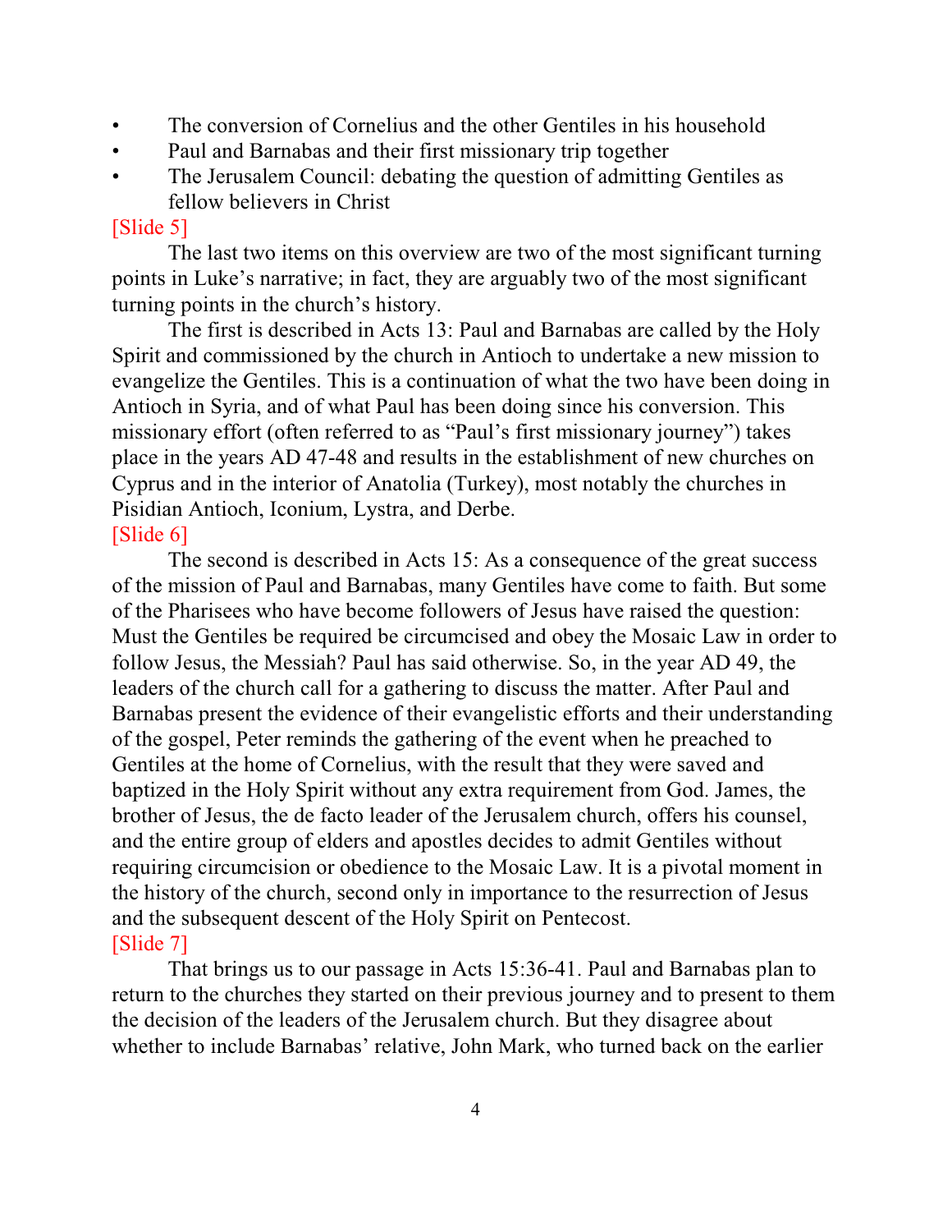- The conversion of Cornelius and the other Gentiles in his household
- Paul and Barnabas and their first missionary trip together
- The Jerusalem Council: debating the question of admitting Gentiles as fellow believers in Christ

[Slide 5]

The last two items on this overview are two of the most significant turning points in Luke's narrative; in fact, they are arguably two of the most significant turning points in the church's history.

The first is described in Acts 13: Paul and Barnabas are called by the Holy Spirit and commissioned by the church in Antioch to undertake a new mission to evangelize the Gentiles. This is a continuation of what the two have been doing in Antioch in Syria, and of what Paul has been doing since his conversion. This missionary effort (often referred to as "Paul's first missionary journey") takes place in the years AD 47-48 and results in the establishment of new churches on Cyprus and in the interior of Anatolia (Turkey), most notably the churches in Pisidian Antioch, Iconium, Lystra, and Derbe.

[Slide 6]

The second is described in Acts 15: As a consequence of the great success of the mission of Paul and Barnabas, many Gentiles have come to faith. But some of the Pharisees who have become followers of Jesus have raised the question: Must the Gentiles be required be circumcised and obey the Mosaic Law in order to follow Jesus, the Messiah? Paul has said otherwise. So, in the year AD 49, the leaders of the church call for a gathering to discuss the matter. After Paul and Barnabas present the evidence of their evangelistic efforts and their understanding of the gospel, Peter reminds the gathering of the event when he preached to Gentiles at the home of Cornelius, with the result that they were saved and baptized in the Holy Spirit without any extra requirement from God. James, the brother of Jesus, the de facto leader of the Jerusalem church, offers his counsel, and the entire group of elders and apostles decides to admit Gentiles without requiring circumcision or obedience to the Mosaic Law. It is a pivotal moment in the history of the church, second only in importance to the resurrection of Jesus and the subsequent descent of the Holy Spirit on Pentecost.

[Slide 7]

That brings us to our passage in Acts 15:36-41. Paul and Barnabas plan to return to the churches they started on their previous journey and to present to them the decision of the leaders of the Jerusalem church. But they disagree about whether to include Barnabas' relative, John Mark, who turned back on the earlier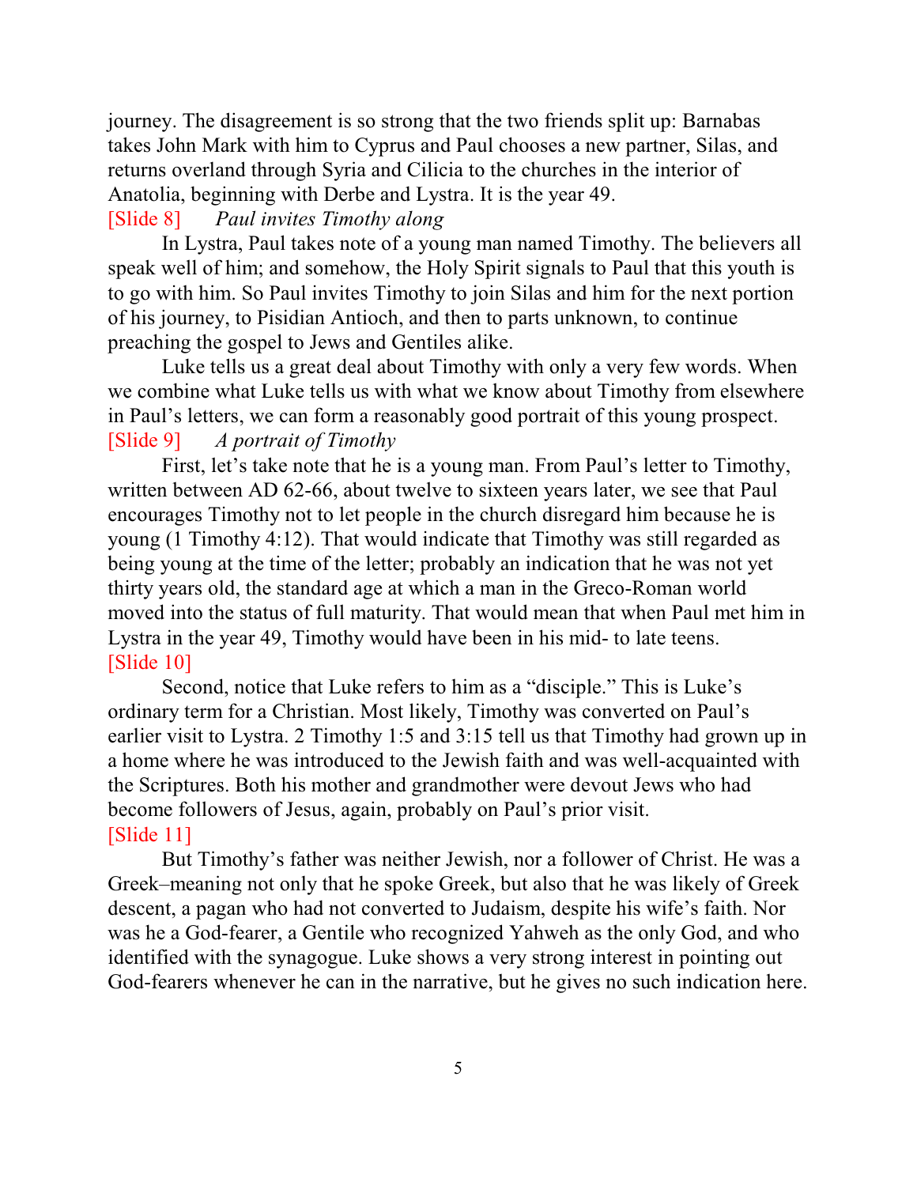journey. The disagreement is so strong that the two friends split up: Barnabas takes John Mark with him to Cyprus and Paul chooses a new partner, Silas, and returns overland through Syria and Cilicia to the churches in the interior of Anatolia, beginning with Derbe and Lystra. It is the year 49.

[Slide 8] *Paul invites Timothy along*

In Lystra, Paul takes note of a young man named Timothy. The believers all speak well of him; and somehow, the Holy Spirit signals to Paul that this youth is to go with him. So Paul invites Timothy to join Silas and him for the next portion of his journey, to Pisidian Antioch, and then to parts unknown, to continue preaching the gospel to Jews and Gentiles alike.

Luke tells us a great deal about Timothy with only a very few words. When we combine what Luke tells us with what we know about Timothy from elsewhere in Paul's letters, we can form a reasonably good portrait of this young prospect.

[Slide 9] *A portrait of Timothy*

First, let's take note that he is a young man. From Paul's letter to Timothy, written between AD 62-66, about twelve to sixteen years later, we see that Paul encourages Timothy not to let people in the church disregard him because he is young (1 Timothy 4:12). That would indicate that Timothy was still regarded as being young at the time of the letter; probably an indication that he was not yet thirty years old, the standard age at which a man in the Greco-Roman world moved into the status of full maturity. That would mean that when Paul met him in Lystra in the year 49, Timothy would have been in his mid- to late teens.

[Slide 10]

Second, notice that Luke refers to him as a "disciple." This is Luke's ordinary term for a Christian. Most likely, Timothy was converted on Paul's earlier visit to Lystra. 2 Timothy 1:5 and 3:15 tell us that Timothy had grown up in a home where he was introduced to the Jewish faith and was well-acquainted with the Scriptures. Both his mother and grandmother were devout Jews who had become followers of Jesus, again, probably on Paul's prior visit.

[Slide 11]

But Timothy's father was neither Jewish, nor a follower of Christ. He was a Greek–meaning not only that he spoke Greek, but also that he was likely of Greek descent, a pagan who had not converted to Judaism, despite his wife's faith. Nor was he a God-fearer, a Gentile who recognized Yahweh as the only God, and who identified with the synagogue. Luke shows a very strong interest in pointing out God-fearers whenever he can in the narrative, but he gives no such indication here.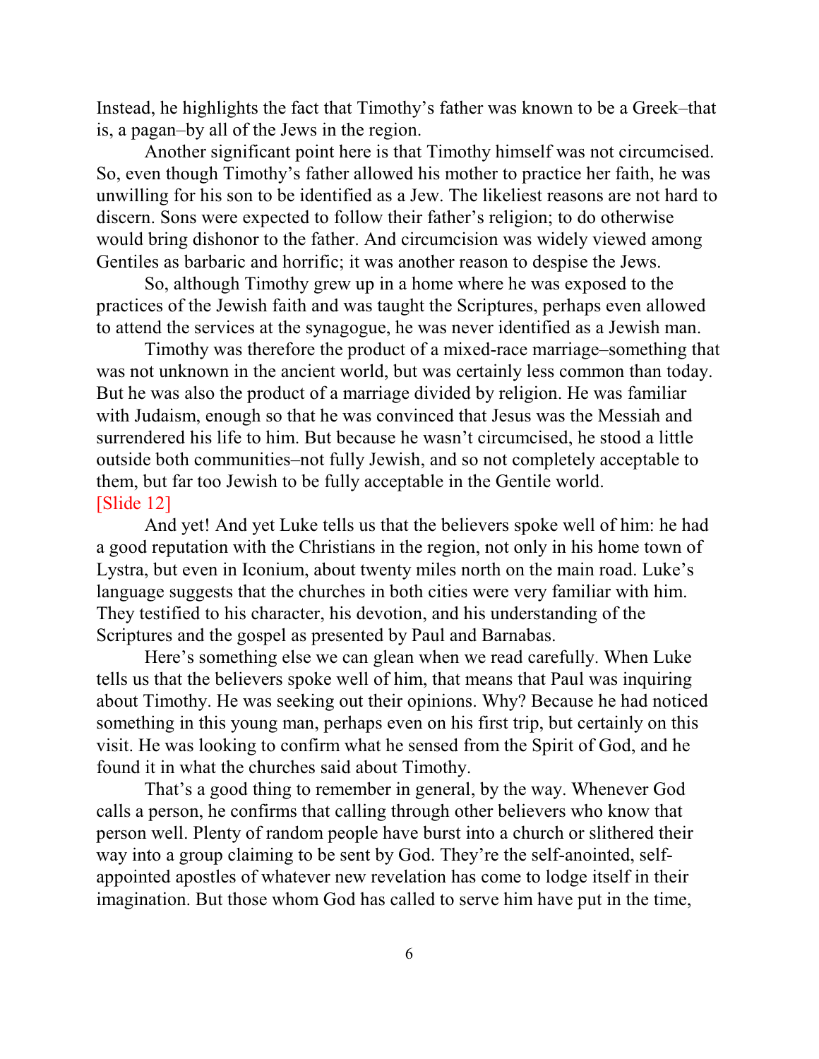Instead, he highlights the fact that Timothy's father was known to be a Greek–that is, a pagan–by all of the Jews in the region.

Another significant point here is that Timothy himself was not circumcised. So, even though Timothy's father allowed his mother to practice her faith, he was unwilling for his son to be identified as a Jew. The likeliest reasons are not hard to discern. Sons were expected to follow their father's religion; to do otherwise would bring dishonor to the father. And circumcision was widely viewed among Gentiles as barbaric and horrific; it was another reason to despise the Jews.

So, although Timothy grew up in a home where he was exposed to the practices of the Jewish faith and was taught the Scriptures, perhaps even allowed to attend the services at the synagogue, he was never identified as a Jewish man.

Timothy was therefore the product of a mixed-race marriage–something that was not unknown in the ancient world, but was certainly less common than today. But he was also the product of a marriage divided by religion. He was familiar with Judaism, enough so that he was convinced that Jesus was the Messiah and surrendered his life to him. But because he wasn't circumcised, he stood a little outside both communities–not fully Jewish, and so not completely acceptable to them, but far too Jewish to be fully acceptable in the Gentile world.

[Slide 12]

And yet! And yet Luke tells us that the believers spoke well of him: he had a good reputation with the Christians in the region, not only in his home town of Lystra, but even in Iconium, about twenty miles north on the main road. Luke's language suggests that the churches in both cities were very familiar with him. They testified to his character, his devotion, and his understanding of the Scriptures and the gospel as presented by Paul and Barnabas.

Here's something else we can glean when we read carefully. When Luke tells us that the believers spoke well of him, that means that Paul was inquiring about Timothy. He was seeking out their opinions. Why? Because he had noticed something in this young man, perhaps even on his first trip, but certainly on this visit. He was looking to confirm what he sensed from the Spirit of God, and he found it in what the churches said about Timothy.

That's a good thing to remember in general, by the way. Whenever God calls a person, he confirms that calling through other believers who know that person well. Plenty of random people have burst into a church or slithered their way into a group claiming to be sent by God. They're the self-anointed, self-appointed apostles of whatever new revelation has come to lodge itself in their imagination. But those whom God has called to serve him have put in the time,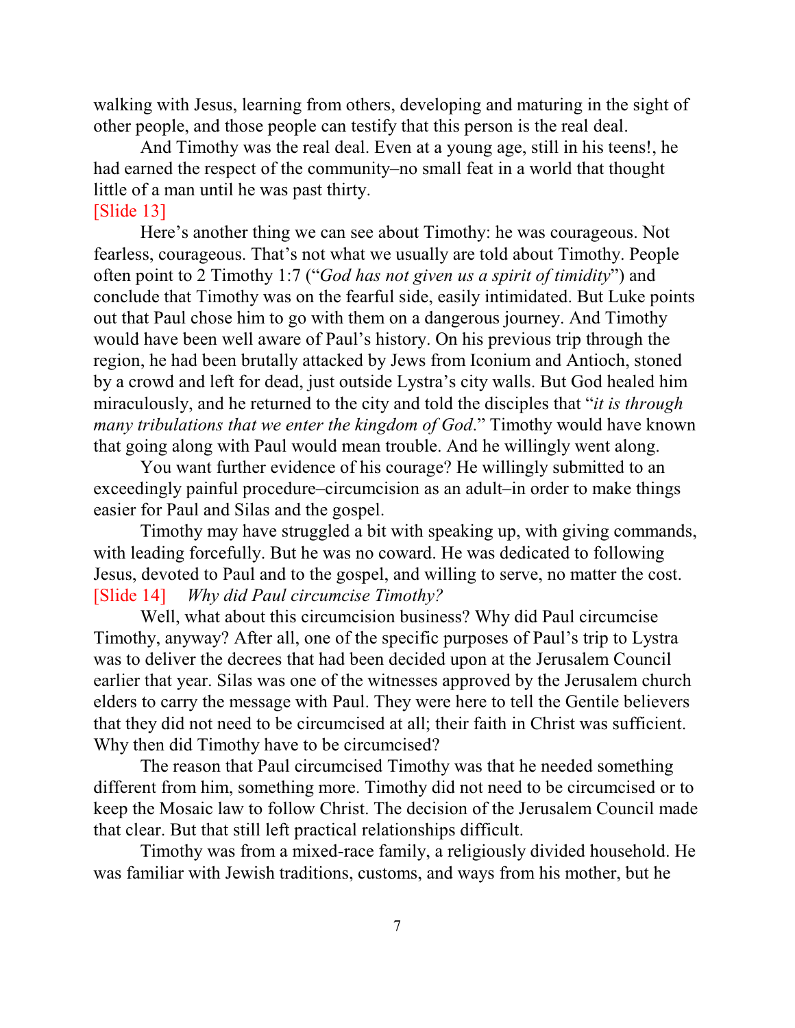walking with Jesus, learning from others, developing and maturing in the sight of other people, and those people can testify that this person is the real deal.

And Timothy was the real deal. Even at a young age, still in his teens!, he had earned the respect of the community–no small feat in a world that thought little of a man until he was past thirty.

[Slide 13]

Here's another thing we can see about Timothy: he was courageous. Not fearless, courageous. That's not what we usually are told about Timothy. People often point to 2 Timothy 1:7 ("*God has not given us a spirit of timidity*") and conclude that Timothy was on the fearful side, easily intimidated. But Luke points out that Paul chose him to go with them on a dangerous journey. And Timothy would have been well aware of Paul's history. On his previous trip through the region, he had been brutally attacked by Jews from Iconium and Antioch, stoned by a crowd and left for dead, just outside Lystra's city walls. But God healed him miraculously, and he returned to the city and told the disciples that "*it is through many tribulations that we enter the kingdom of God*." Timothy would have known that going along with Paul would mean trouble. And he willingly went along.

You want further evidence of his courage? He willingly submitted to an exceedingly painful procedure–circumcision as an adult–in order to make things easier for Paul and Silas and the gospel.

Timothy may have struggled a bit with speaking up, with giving commands, with leading forcefully. But he was no coward. He was dedicated to following Jesus, devoted to Paul and to the gospel, and willing to serve, no matter the cost.

[Slide 14] *Why did Paul circumcise Timothy?*

Well, what about this circumcision business? Why did Paul circumcise Timothy, anyway? After all, one of the specific purposes of Paul's trip to Lystra was to deliver the decrees that had been decided upon at the Jerusalem Council earlier that year. Silas was one of the witnesses approved by the Jerusalem church elders to carry the message with Paul. They were here to tell the Gentile believers that they did not need to be circumcised at all; their faith in Christ was sufficient. Why then did Timothy have to be circumcised?

The reason that Paul circumcised Timothy was that he needed something different from him, something more. Timothy did not need to be circumcised or to keep the Mosaic law to follow Christ. The decision of the Jerusalem Council made that clear. But that still left practical relationships difficult.

Timothy was from a mixed-race family, a religiously divided household. He was familiar with Jewish traditions, customs, and ways from his mother, but he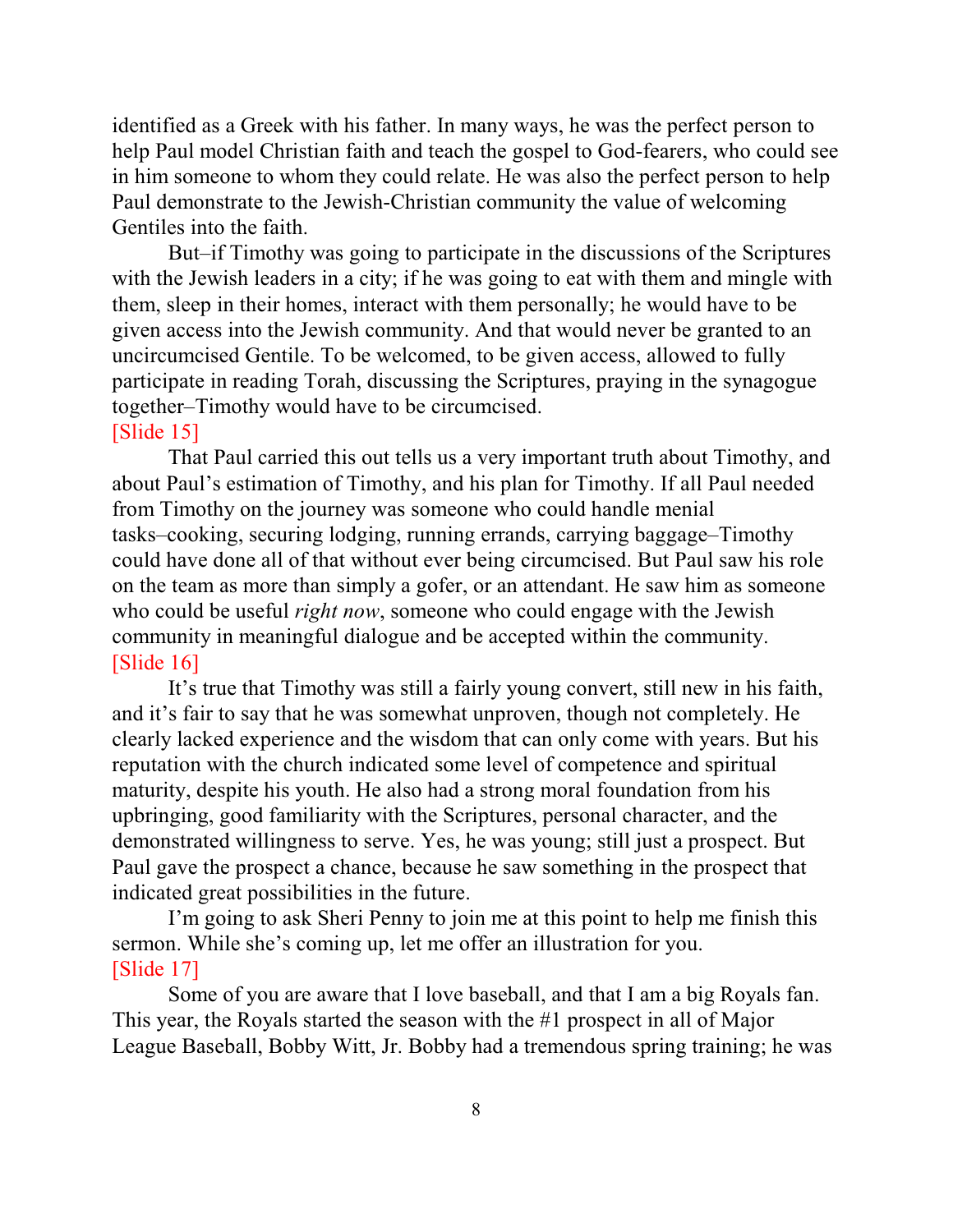identified as a Greek with his father. In many ways, he was the perfect person to help Paul model Christian faith and teach the gospel to God-fearers, who could see in him someone to whom they could relate. He was also the perfect person to help Paul demonstrate to the Jewish-Christian community the value of welcoming Gentiles into the faith.

But–if Timothy was going to participate in the discussions of the Scriptures with the Jewish leaders in a city; if he was going to eat with them and mingle with them, sleep in their homes, interact with them personally; he would have to be given access into the Jewish community. And that would never be granted to an uncircumcised Gentile. To be welcomed, to be given access, allowed to fully participate in reading Torah, discussing the Scriptures, praying in the synagogue together–Timothy would have to be circumcised.

[Slide 15]

That Paul carried this out tells us a very important truth about Timothy, and about Paul's estimation of Timothy, and his plan for Timothy. If all Paul needed from Timothy on the journey was someone who could handle menial tasks–cooking, securing lodging, running errands, carrying baggage–Timothy could have done all of that without ever being circumcised. But Paul saw his role on the team as more than simply a gofer, or an attendant. He saw him as someone who could be useful *right now*, someone who could engage with the Jewish community in meaningful dialogue and be accepted within the community.

[Slide 16]

It's true that Timothy was still a fairly young convert, still new in his faith, and it's fair to say that he was somewhat unproven, though not completely. He clearly lacked experience and the wisdom that can only come with years. But his reputation with the church indicated some level of competence and spiritual maturity, despite his youth. He also had a strong moral foundation from his upbringing, good familiarity with the Scriptures, personal character, and the demonstrated willingness to serve. Yes, he was young; still just a prospect. But Paul gave the prospect a chance, because he saw something in the prospect that indicated great possibilities in the future.

I'm going to ask Sheri Penny to join me at this point to help me finish this sermon. While she's coming up, let me offer an illustration for you.

[Slide 17]

Some of you are aware that I love baseball, and that I am a big Royals fan. This year, the Royals started the season with the #1 prospect in all of Major League Baseball, Bobby Witt, Jr. Bobby had a tremendous spring training; he was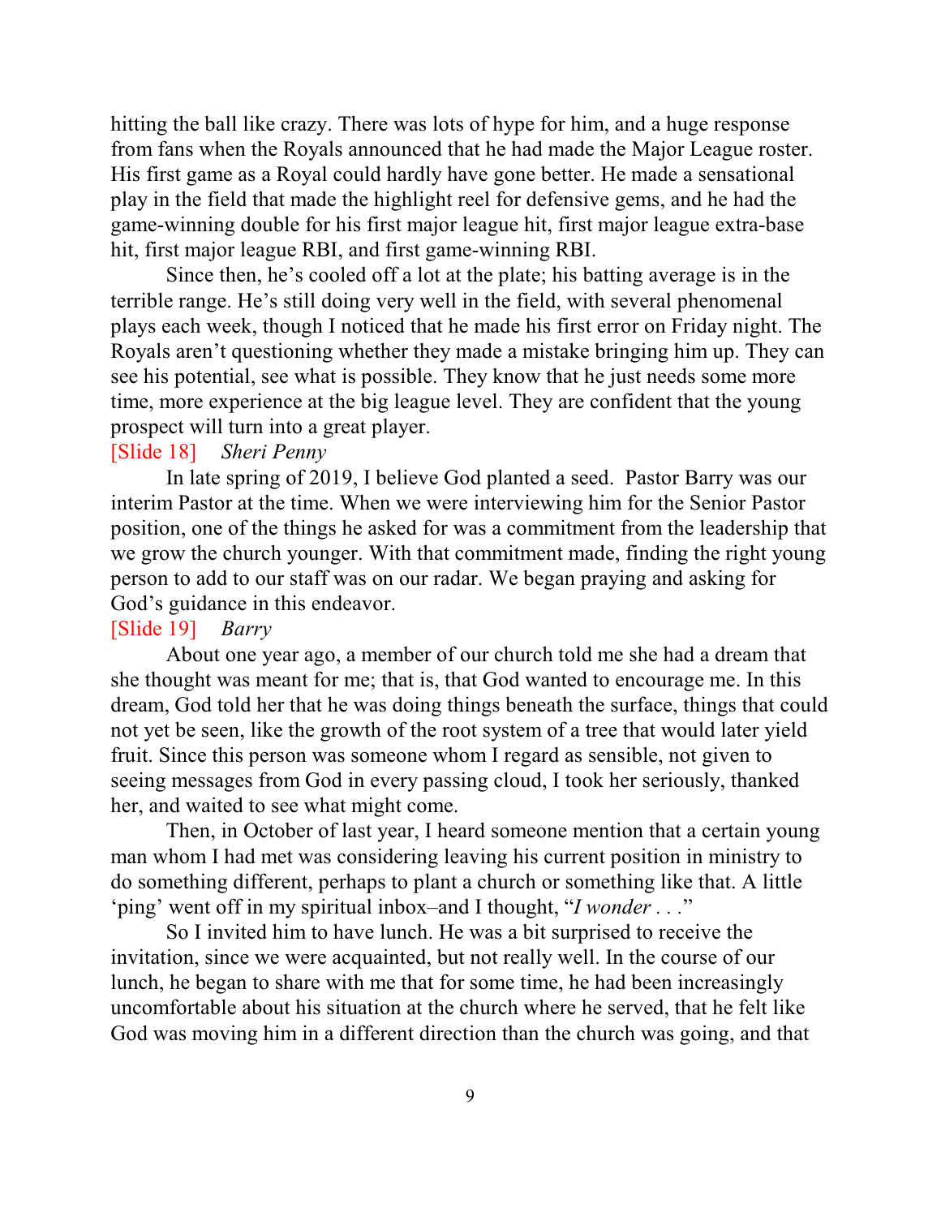hitting the ball like crazy. There was lots of hype for him, and a huge response from fans when the Royals announced that he had made the Major League roster. His first game as a Royal could hardly have gone better. He made a sensational play in the field that made the highlight reel for defensive gems, and he had the game-winning double for his first major league hit, first major league extra-base hit, first major league RBI, and first game-winning RBI.

Since then, he's cooled off a lot at the plate; his batting average is in the terrible range. He's still doing very well in the field, with several phenomenal plays each week, though I noticed that he made his first error on Friday night. The Royals aren't questioning whether they made a mistake bringing him up. They can see his potential, see what is possible. They know that he just needs some more time, more experience at the big league level. They are confident that the young prospect will turn into a great player.

[Slide 18] *Sheri Penny*

In late spring of 2019, I believe God planted a seed. Pastor Barry was our interim Pastor at the time. When we were interviewing him for the Senior Pastor position, one of the things he asked for was a commitment from the leadership that we grow the church younger. With that commitment made, finding the right young person to add to our staff was on our radar. We began praying and asking for God's guidance in this endeavor.

[Slide 19] *Barry*

About one year ago, a member of our church told me she had a dream that she thought was meant for me; that is, that God wanted to encourage me. In this dream, God told her that he was doing things beneath the surface, things that could not yet be seen, like the growth of the root system of a tree that would later yield fruit. Since this person was someone whom I regard as sensible, not given to seeing messages from God in every passing cloud, I took her seriously, thanked her, and waited to see what might come.

Then, in October of last year, I heard someone mention that a certain young man whom I had met was considering leaving his current position in ministry to do something different, perhaps to plant a church or something like that. A little 'ping' went off in my spiritual inbox–and I thought, "*I wonder . . .*"

So I invited him to have lunch. He was a bit surprised to receive the invitation, since we were acquainted, but not really well. In the course of our lunch, he began to share with me that for some time, he had been increasingly uncomfortable about his situation at the church where he served, that he felt like God was moving him in a different direction than the church was going, and that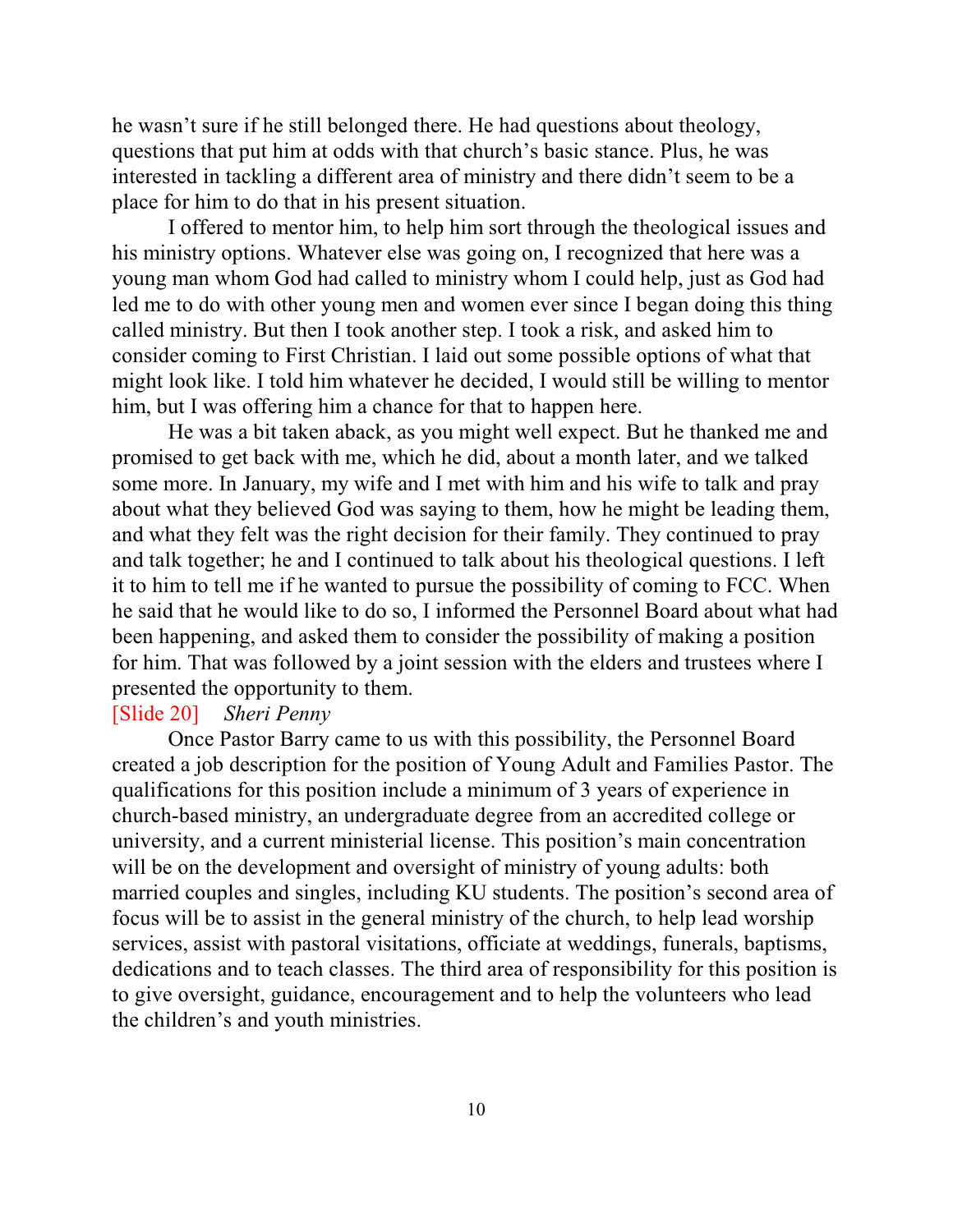he wasn't sure if he still belonged there. He had questions about theology, questions that put him at odds with that church's basic stance. Plus, he was interested in tackling a different area of ministry and there didn't seem to be a place for him to do that in his present situation.

I offered to mentor him, to help him sort through the theological issues and his ministry options. Whatever else was going on, I recognized that here was a young man whom God had called to ministry whom I could help, just as God had led me to do with other young men and women ever since I began doing this thing called ministry. But then I took another step. I took a risk, and asked him to consider coming to First Christian. I laid out some possible options of what that might look like. I told him whatever he decided, I would still be willing to mentor him, but I was offering him a chance for that to happen here.

He was a bit taken aback, as you might well expect. But he thanked me and promised to get back with me, which he did, about a month later, and we talked some more. In January, my wife and I met with him and his wife to talk and pray about what they believed God was saying to them, how he might be leading them, and what they felt was the right decision for their family. They continued to pray and talk together; he and I continued to talk about his theological questions. I left it to him to tell me if he wanted to pursue the possibility of coming to FCC. When he said that he would like to do so, I informed the Personnel Board about what had been happening, and asked them to consider the possibility of making a position for him. That was followed by a joint session with the elders and trustees where I presented the opportunity to them.

[Slide 20] *Sheri Penny*

Once Pastor Barry came to us with this possibility, the Personnel Board created a job description for the position of Young Adult and Families Pastor. The qualifications for this position include a minimum of 3 years of experience in church-based ministry, an undergraduate degree from an accredited college or university, and a current ministerial license. This position's main concentration will be on the development and oversight of ministry of young adults: both married couples and singles, including KU students. The position's second area of focus will be to assist in the general ministry of the church, to help lead worship services, assist with pastoral visitations, officiate at weddings, funerals, baptisms, dedications and to teach classes. The third area of responsibility for this position is to give oversight, guidance, encouragement and to help the volunteers who lead the children's and youth ministries.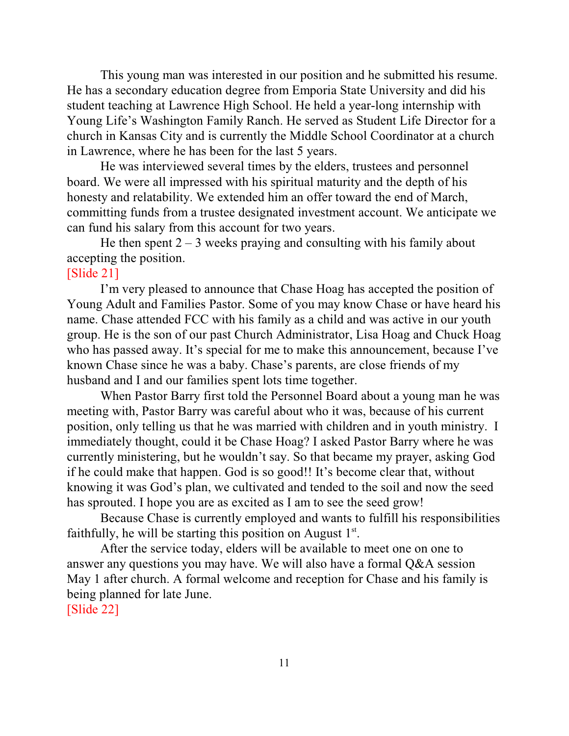This young man was interested in our position and he submitted his resume. He has a secondary education degree from Emporia State University and did his student teaching at Lawrence High School. He held a year-long internship with Young Life's Washington Family Ranch. He served as Student Life Director for a church in Kansas City and is currently the Middle School Coordinator at a church in Lawrence, where he has been for the last 5 years.

He was interviewed several times by the elders, trustees and personnel board. We were all impressed with his spiritual maturity and the depth of his honesty and relatability. We extended him an offer toward the end of March, committing funds from a trustee designated investment account. We anticipate we can fund his salary from this account for two years.

He then spent 2 – 3 weeks praying and consulting with his family about accepting the position.

[Slide 21]

I'm very pleased to announce that Chase Hoag has accepted the position of Young Adult and Families Pastor. Some of you may know Chase or have heard his name. Chase attended FCC with his family as a child and was active in our youth group. He is the son of our past Church Administrator, Lisa Hoag and Chuck Hoag who has passed away. It's special for me to make this announcement, because I've known Chase since he was a baby. Chase's parents, are close friends of my husband and I and our families spent lots time together.

When Pastor Barry first told the Personnel Board about a young man he was meeting with, Pastor Barry was careful about who it was, because of his current position, only telling us that he was married with children and in youth ministry. I immediately thought, could it be Chase Hoag? I asked Pastor Barry where he was currently ministering, but he wouldn't say. So that became my prayer, asking God if he could make that happen. God is so good!! It's become clear that, without knowing it was God's plan, we cultivated and tended to the soil and now the seed has sprouted. I hope you are as excited as I am to see the seed grow!

Because Chase is currently employed and wants to fulfill his responsibilities faithfully, he will be starting this position on August 1st.

After the service today, elders will be available to meet one on one to answer any questions you may have. We will also have a formal Q&A session May 1 after church. A formal welcome and reception for Chase and his family is being planned for late June.

[Slide 22]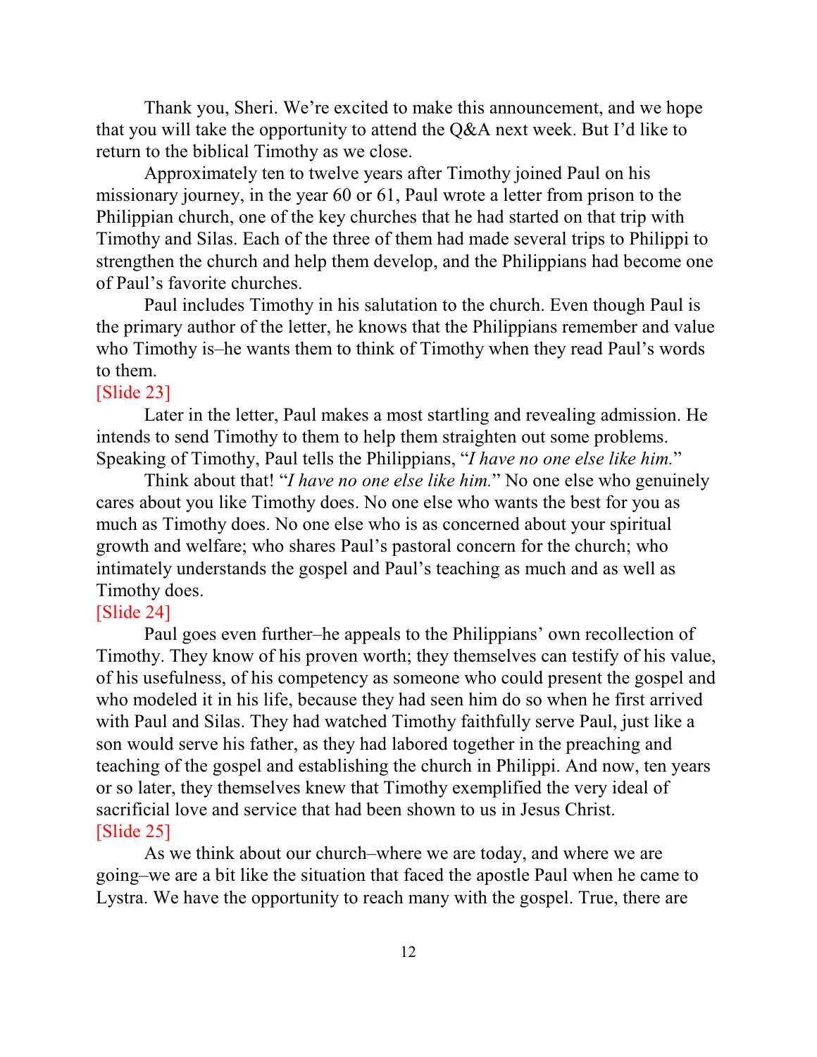Thank you, Sheri. We're excited to make this announcement, and we hope that you will take the opportunity to attend the Q&A next week. But I'd like to return to the biblical Timothy as we close.

Approximately ten to twelve years after Timothy joined Paul on his missionary journey, in the year 60 or 61, Paul wrote a letter from prison to the Philippian church, one of the key churches that he had started on that trip with Timothy and Silas. Each of the three of them had made several trips to Philippi to strengthen the church and help them develop, and the Philippians had become one of Paul's favorite churches.

Paul includes Timothy in his salutation to the church. Even though Paul is the primary author of the letter, he knows that the Philippians remember and value who Timothy is–he wants them to think of Timothy when they read Paul's words to them.

[Slide 23]

Later in the letter, Paul makes a most startling and revealing admission. He intends to send Timothy to them to help them straighten out some problems. Speaking of Timothy, Paul tells the Philippians, "*I have no one else like him.*"

Think about that! "*I have no one else like him.*" No one else who genuinely cares about you like Timothy does. No one else who wants the best for you as much as Timothy does. No one else who is as concerned about your spiritual growth and welfare; who shares Paul's pastoral concern for the church; who intimately understands the gospel and Paul's teaching as much and as well as Timothy does.

[Slide 24]

Paul goes even further–he appeals to the Philippians' own recollection of Timothy. They know of his proven worth; they themselves can testify of his value, of his usefulness, of his competency as someone who could present the gospel and who modeled it in his life, because they had seen him do so when he first arrived with Paul and Silas. They had watched Timothy faithfully serve Paul, just like a son would serve his father, as they had labored together in the preaching and teaching of the gospel and establishing the church in Philippi. And now, ten years or so later, they themselves knew that Timothy exemplified the very ideal of sacrificial love and service that had been shown to us in Jesus Christ.

[Slide 25]

As we think about our church–where we are today, and where we are going–we are a bit like the situation that faced the apostle Paul when he came to Lystra. We have the opportunity to reach many with the gospel. True, there are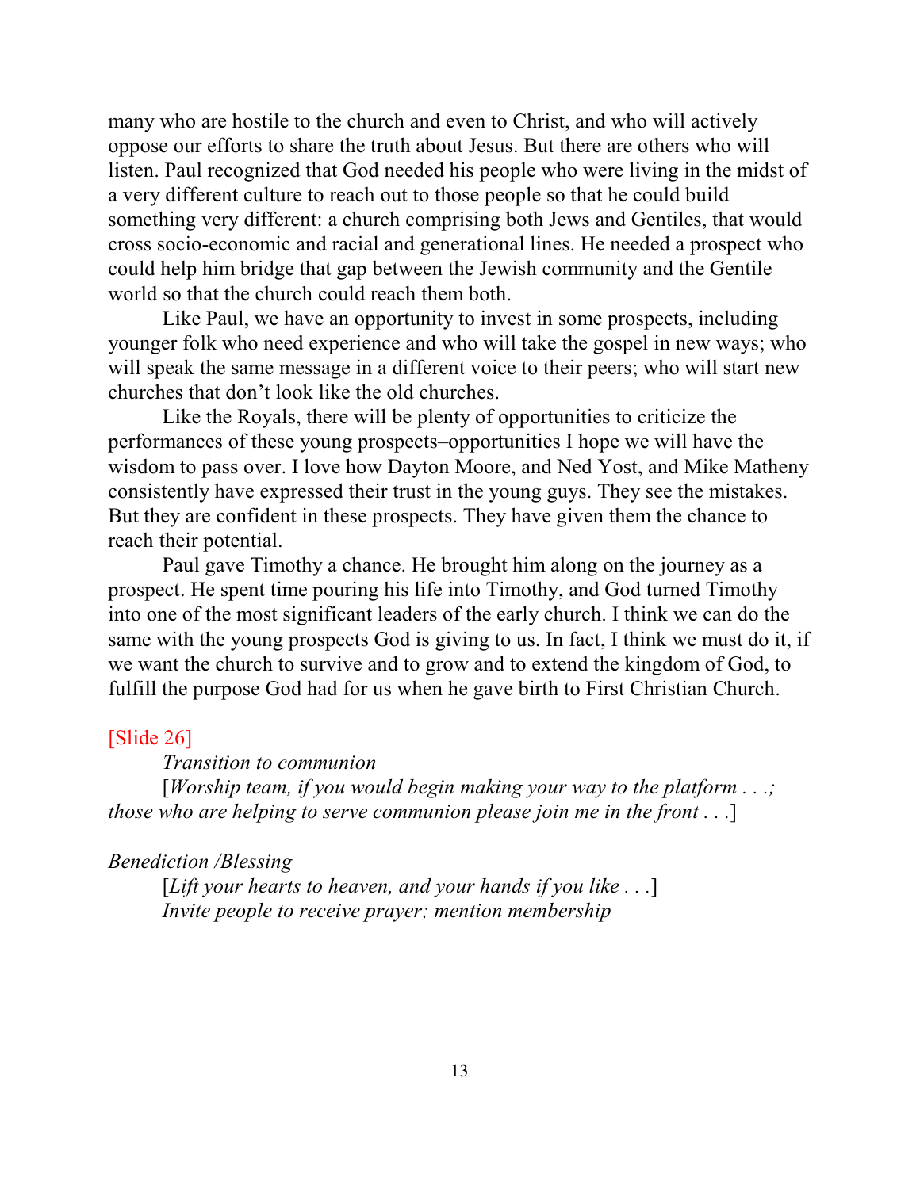many who are hostile to the church and even to Christ, and who will actively oppose our efforts to share the truth about Jesus. But there are others who will listen. Paul recognized that God needed his people who were living in the midst of a very different culture to reach out to those people so that he could build something very different: a church comprising both Jews and Gentiles, that would cross socio-economic and racial and generational lines. He needed a prospect who could help him bridge that gap between the Jewish community and the Gentile world so that the church could reach them both.

Like Paul, we have an opportunity to invest in some prospects, including younger folk who need experience and who will take the gospel in new ways; who will speak the same message in a different voice to their peers; who will start new churches that don't look like the old churches.

Like the Royals, there will be plenty of opportunities to criticize the performances of these young prospects–opportunities I hope we will have the wisdom to pass over. I love how Dayton Moore, and Ned Yost, and Mike Matheny consistently have expressed their trust in the young guys. They see the mistakes. But they are confident in these prospects. They have given them the chance to reach their potential.

Paul gave Timothy a chance. He brought him along on the journey as a prospect. He spent time pouring his life into Timothy, and God turned Timothy into one of the most significant leaders of the early church. I think we can do the same with the young prospects God is giving to us. In fact, I think we must do it, if we want the church to survive and to grow and to extend the kingdom of God, to fulfill the purpose God had for us when he gave birth to First Christian Church.

[Slide 26]

*Transition to communion*

[*Worship team, if you would begin making your way to the platform . . .; those who are helping to serve communion please join me in the front . . .*]

*Benediction /Blessing*

[*Lift your hearts to heaven, and your hands if you like . . .*]

*Invite people to receive prayer; mention membership*